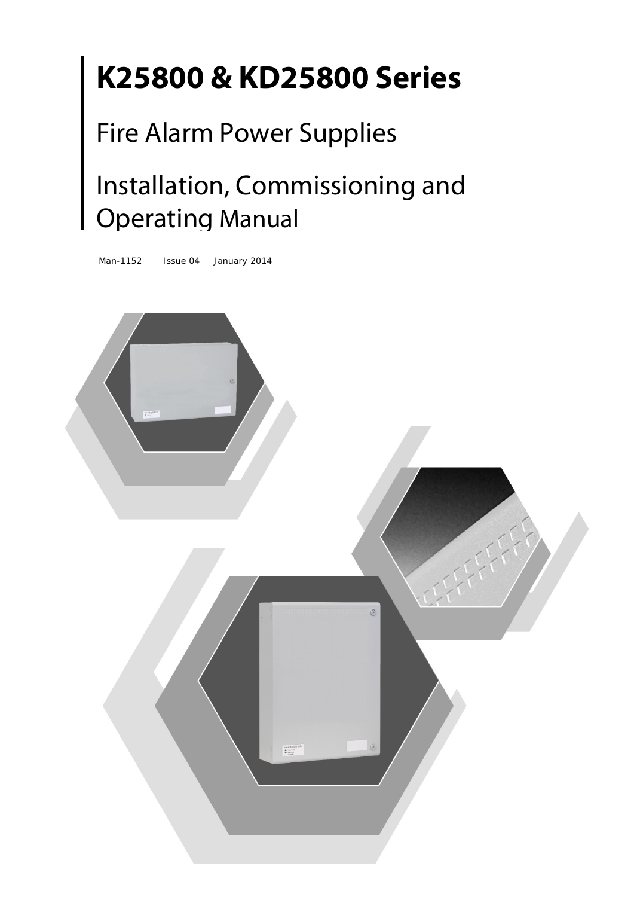# K25800 & KD25800 Series

## Fire Alarm Power Supplies

## Installation, Commissioning and Operating Manual

Man-1152    Issue 04    January 2014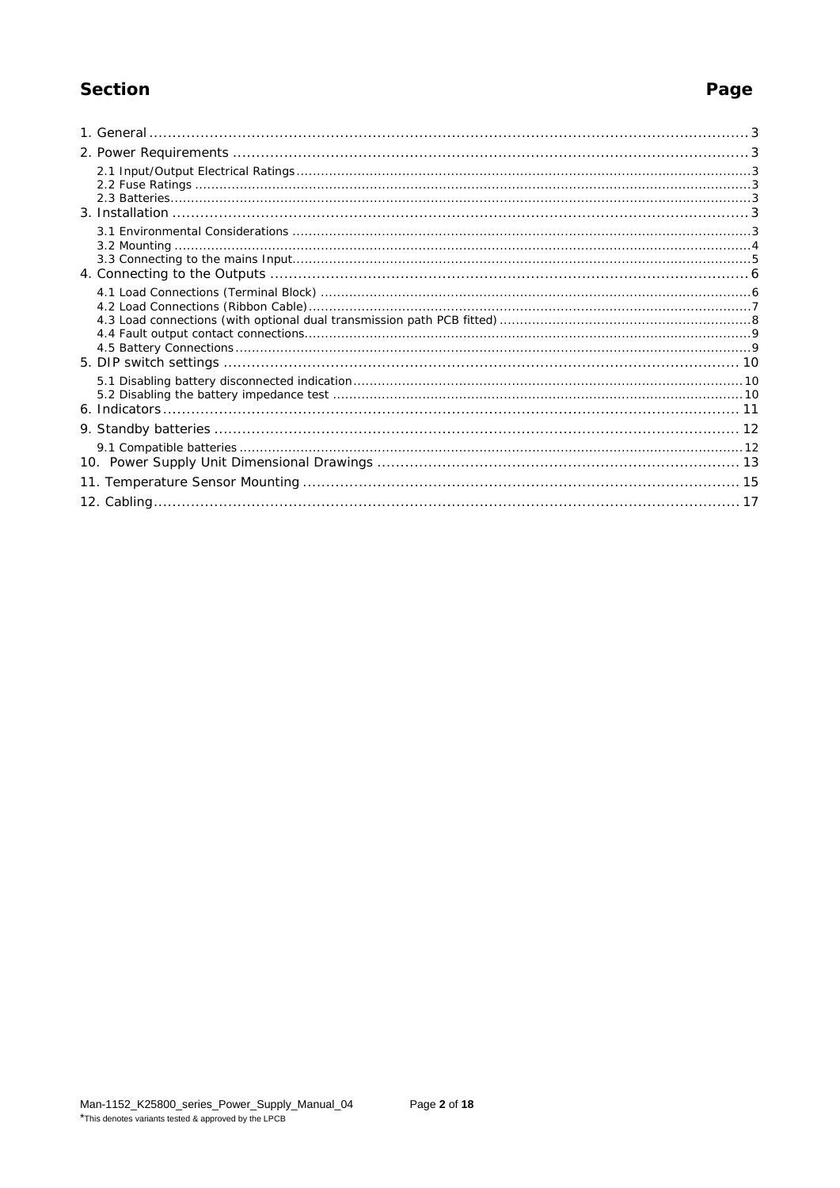| Section | Page |
|---|---|
| 1. General | 3 |
| 2. Power Requirements | 3 |
| 2.1 Input/Output Electrical Ratings | 3 |
| 2.2 Fuse Ratings | 3 |
| 2.3 Batteries | 3 |
| 3. Installation | 3 |
| 3.1 Environmental Considerations | 3 |
| 3.2 Mounting | 4 |
| 3.3 Connecting to the mains Input | 5 |
| 4. Connecting to the Outputs | 6 |
| 4.1 Load Connections (Terminal Block) | 6 |
| 4.2 Load Connections (Ribbon Cable) | 7 |
| 4.3 Load connections (with optional dual transmission path PCB fitted) | 8 |
| 4.4 Fault output contact connections | 9 |
| 4.5 Battery Connections | 9 |
| 5. DIP switch settings | 10 |
| 5.1 Disabling battery disconnected indication | 10 |
| 5.2 Disabling the battery impedance test | 10 |
| 6. Indicators | 11 |
| 9. Standby batteries | 12 |
| 9.1 Compatible batteries | 12 |
| 10. Power Supply Unit Dimensional Drawings | 13 |
| 11. Temperature Sensor Mounting | 15 |
| 12. Cabling | 17 |

*This denotes variants tested & approved by the LPCB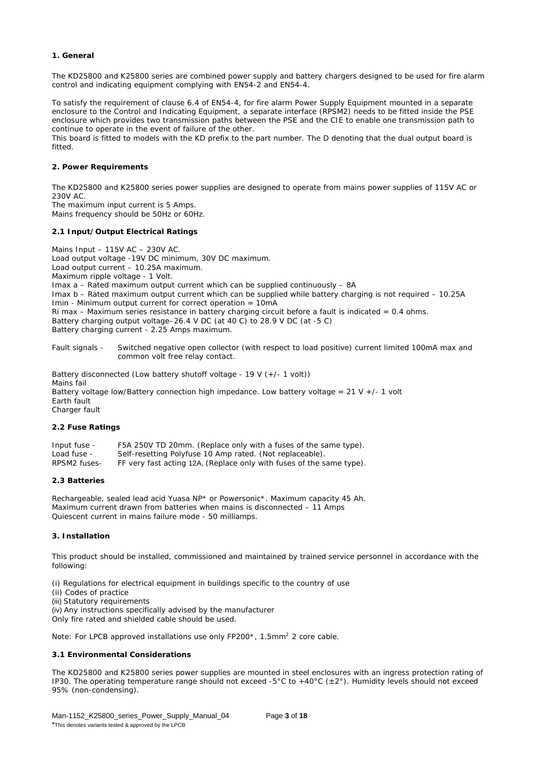## 1. General

The KD25800 and K25800 series are combined power supply and battery chargers designed to be used for fire alarm control and indicating equipment complying with EN54-2 and EN54-4.

To satisfy the requirement of clause 6.4 of EN54-4, for fire alarm Power Supply Equipment mounted in a separate enclosure to the Control and Indicating Equipment, a separate interface (RPSM2) needs to be fitted inside the PSE enclosure which provides two transmission paths between the PSE and the CIE to enable one transmission path to continue to operate in the event of failure of the other.
This board is fitted to models with the KD prefix to the part number. The D denoting that the dual output board is fitted.

## 2. Power Requirements

The KD25800 and K25800 series power supplies are designed to operate from mains power supplies of 115V AC or 230V AC.
The maximum input current is 5 Amps.
Mains frequency should be 50Hz or 60Hz.

### 2.1 Input/Output Electrical Ratings

Mains Input – 115V AC – 230V AC.
Load output voltage -19V DC minimum, 30V DC maximum.
Load output current – 10.25A maximum.
Maximum ripple voltage - 1 Volt.
Imax a – Rated maximum output current which can be supplied continuously – 8A
Imax b – Rated maximum output current which can be supplied while battery charging is not required – 10.25A
Imin - Minimum output current for correct operation = 10mA
Ri max – Maximum series resistance in battery charging circuit before a fault is indicated = 0.4 ohms.
Battery charging output voltage–26.4 V DC (at 40 C) to 28.9 V DC (at -5 C)
Battery charging current - 2.25 Amps maximum.

Fault signals - Switched negative open collector (with respect to load positive) current limited 100mA max and common volt free relay contact.

Battery disconnected (Low battery shutoff voltage - 19 V (+/- 1 volt))
Mains fail
Battery voltage low/Battery connection high impedance. Low battery voltage = 21 V +/- 1 volt
Earth fault
Charger fault

### 2.2 Fuse Ratings

| | |
|---|---|
| Input fuse - | F5A 250V TD 20mm. (Replace only with a fuses of the same type). |
| Load fuse - | Self-resetting Polyfuse 10 Amp rated. (Not replaceable). |
| RPSM2 fuses- | FF very fast acting 12A, (Replace only with fuses of the same type). |

### 2.3 Batteries

Rechargeable, sealed lead acid Yuasa NP* or Powersonic*. Maximum capacity 45 Ah.
Maximum current drawn from batteries when mains is disconnected – 11 Amps
Quiescent current in mains failure mode - 50 milliamps.

## 3. Installation

This product should be installed, commissioned and maintained by trained service personnel in accordance with the following:

(i) Regulations for electrical equipment in buildings specific to the country of use
(ii) Codes of practice
(iii) Statutory requirements
(iv) Any instructions specifically advised by the manufacturer
Only fire rated and shielded cable should be used.

Note: For LPCB approved installations use only FP200*, 1.5mm² 2 core cable.

### 3.1 Environmental Considerations

The KD25800 and K25800 series power supplies are mounted in steel enclosures with an ingress protection rating of IP30. The operating temperature range should not exceed -5°C to +40°C (±2°). Humidity levels should not exceed 95% (non-condensing).

*This denotes variants tested & approved by the LPCB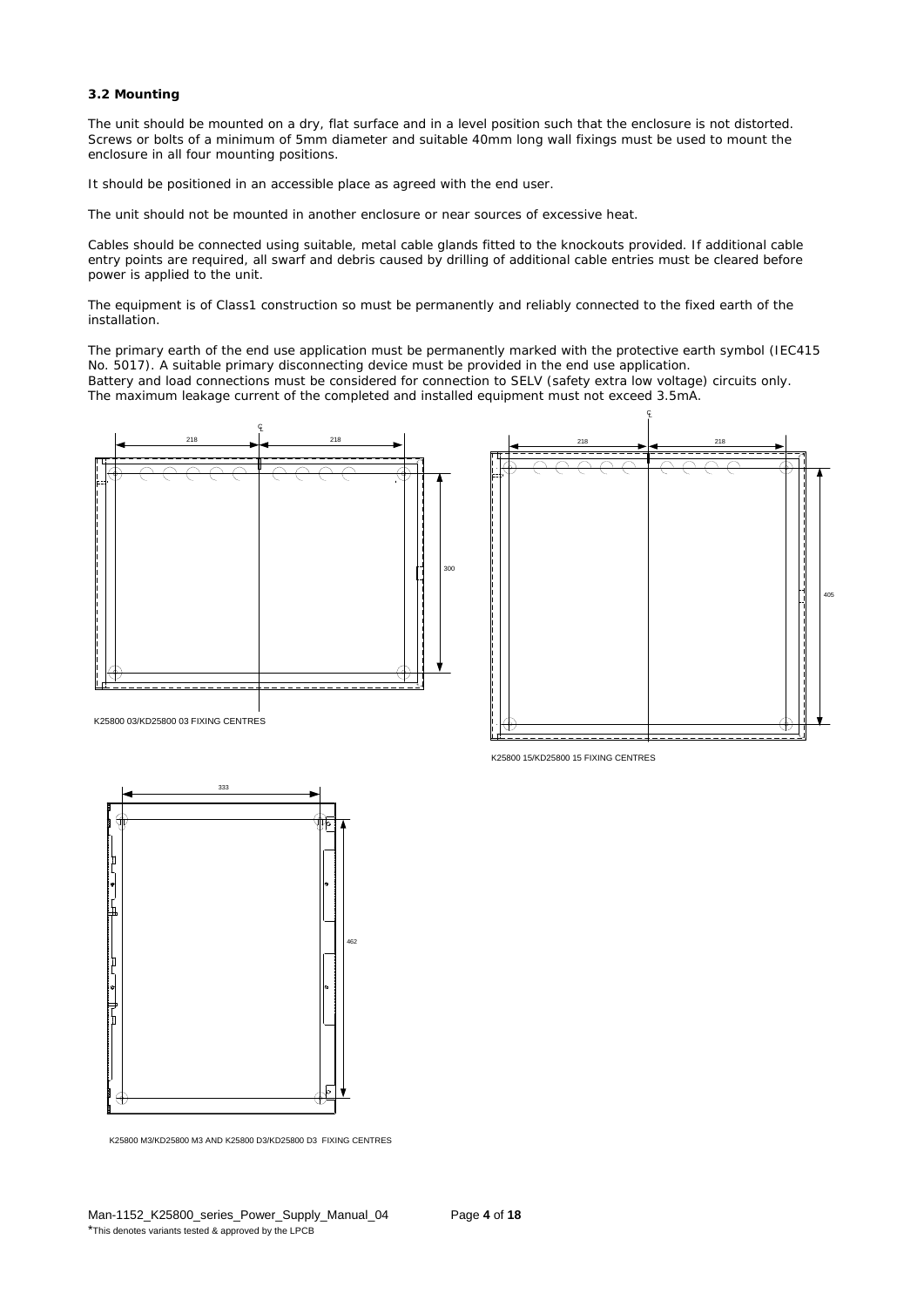### 3.2 Mounting

The unit should be mounted on a dry, flat surface and in a level position such that the enclosure is not distorted. Screws or bolts of a minimum of 5mm diameter and suitable 40mm long wall fixings must be used to mount the enclosure in all four mounting positions.

It should be positioned in an accessible place as agreed with the end user.

The unit should not be mounted in another enclosure or near sources of excessive heat.

Cables should be connected using suitable, metal cable glands fitted to the knockouts provided. If additional cable entry points are required, all swarf and debris caused by drilling of additional cable entries must be cleared before power is applied to the unit.

The equipment is of Class1 construction so must be permanently and reliably connected to the fixed earth of the installation.

The primary earth of the end use application must be permanently marked with the protective earth symbol (IEC415 No. 5017). A suitable primary disconnecting device must be provided in the end use application.
Battery and load connections must be considered for connection to SELV (safety extra low voltage) circuits only.
The maximum leakage current of the completed and installed equipment must not exceed 3.5mA.

K25800 03/KD25800 03 FIXING CENTRES

K25800 15/KD25800 15 FIXING CENTRES

K25800 M3/KD25800 M3 AND K25800 D3/KD25800 D3 FIXING CENTRES

*This denotes variants tested & approved by the LPCB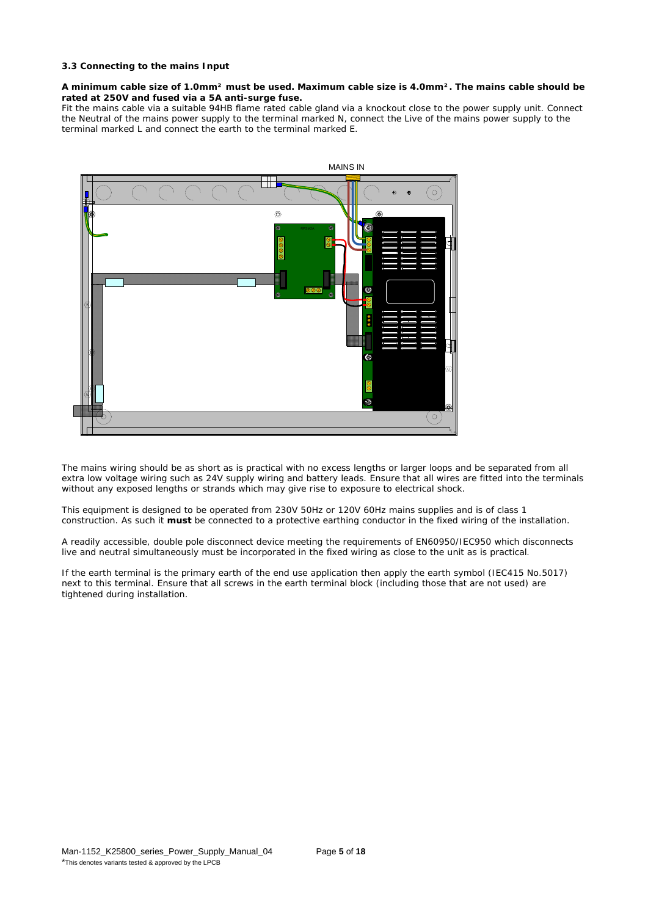### 3.3 Connecting to the mains Input

**A minimum cable size of 1.0mm² must be used. Maximum cable size is 4.0mm². The mains cable should be rated at 250V and fused via a 5A anti-surge fuse.**

Fit the mains cable via a suitable 94HB flame rated cable gland via a knockout close to the power supply unit. Connect the Neutral of the mains power supply to the terminal marked N, connect the Live of the mains power supply to the terminal marked L and connect the earth to the terminal marked E.

MAINS IN

The mains wiring should be as short as is practical with no excess lengths or larger loops and be separated from all extra low voltage wiring such as 24V supply wiring and battery leads. Ensure that all wires are fitted into the terminals without any exposed lengths or strands which may give rise to exposure to electrical shock.

This equipment is designed to be operated from 230V 50Hz or 120V 60Hz mains supplies and is of class 1 construction. As such it **must** be connected to a protective earthing conductor in the fixed wiring of the installation.

A readily accessible, double pole disconnect device meeting the requirements of EN60950/IEC950 which disconnects live and neutral simultaneously must be incorporated in the fixed wiring as close to the unit as is practical.

If the earth terminal is the primary earth of the end use application then apply the earth symbol (IEC415 No.5017) next to this terminal. Ensure that all screws in the earth terminal block (including those that are not used) are tightened during installation.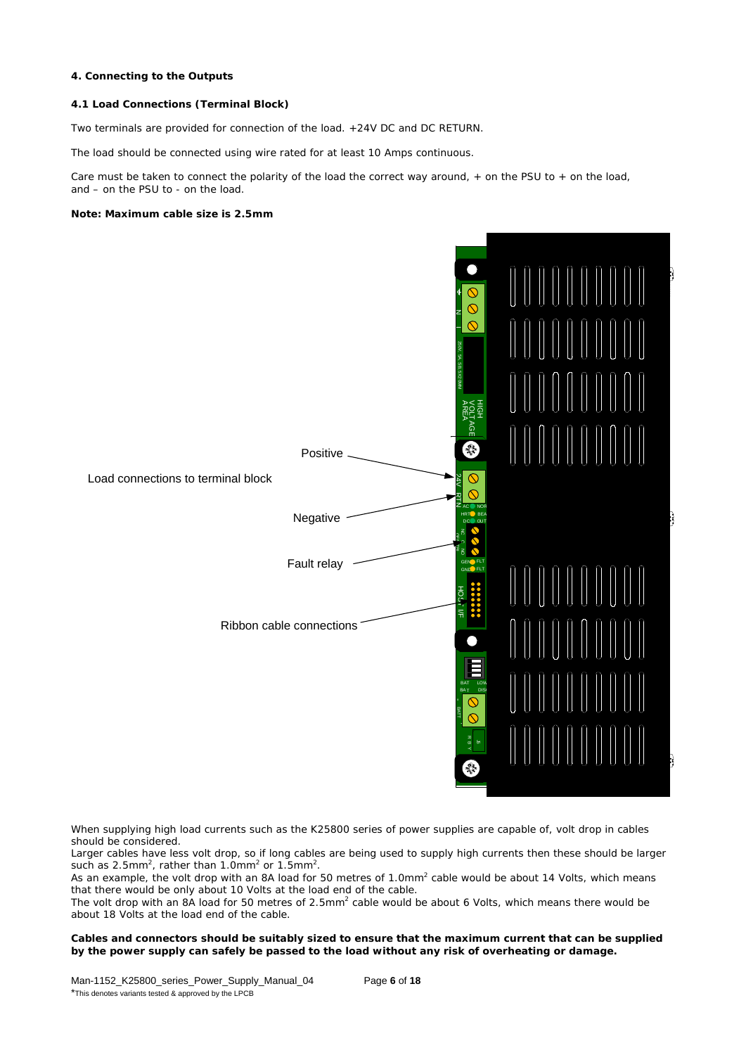## 4. Connecting to the Outputs

### 4.1 Load Connections (Terminal Block)

Two terminals are provided for connection of the load. +24V DC and DC RETURN.

The load should be connected using wire rated for at least 10 Amps continuous.

Care must be taken to connect the polarity of the load the correct way around, + on the PSU to + on the load, and – on the PSU to - on the load.

**Note: Maximum cable size is 2.5mm**

Load connections to terminal block

Positive

Negative

Fault relay

Ribbon cable connections

When supplying high load currents such as the K25800 series of power supplies are capable of, volt drop in cables should be considered.

Larger cables have less volt drop, so if long cables are being used to supply high currents then these should be larger such as 2.5mm$^2$, rather than 1.0mm$^2$ or 1.5mm$^2$.

As an example, the volt drop with an 8A load for 50 metres of 1.0mm$^2$ cable would be about 14 Volts, which means that there would be only about 10 Volts at the load end of the cable.

The volt drop with an 8A load for 50 metres of 2.5mm$^2$ cable would be about 6 Volts, which means there would be about 18 Volts at the load end of the cable.

**Cables and connectors should be suitably sized to ensure that the maximum current that can be supplied by the power supply can safely be passed to the load without any risk of overheating or damage.**

*This denotes variants tested & approved by the LPCB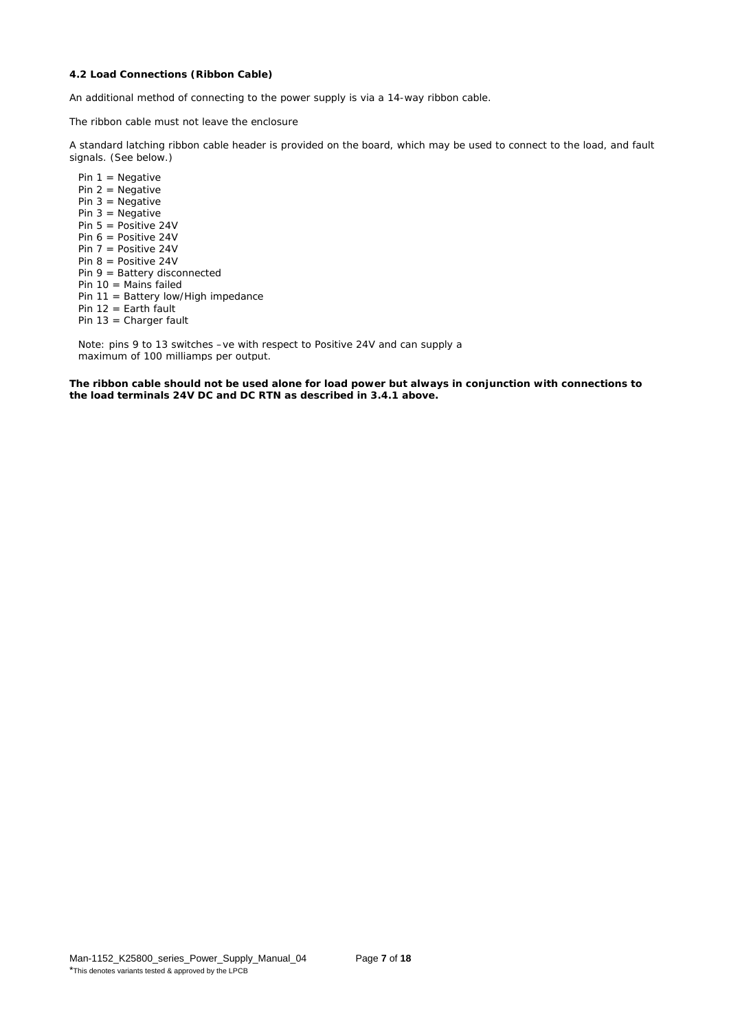**4.2 Load Connections (Ribbon Cable)**

An additional method of connecting to the power supply is via a 14-way ribbon cable.

The ribbon cable must not leave the enclosure

A standard latching ribbon cable header is provided on the board, which may be used to connect to the load, and fault signals. (See below.)

Pin 1 = Negative
Pin 2 = Negative
Pin 3 = Negative
Pin 3 = Negative
Pin 5 = Positive 24V
Pin 6 = Positive 24V
Pin 7 = Positive 24V
Pin 8 = Positive 24V
Pin 9 = Battery disconnected
Pin 10 = Mains failed
Pin 11 = Battery low/High impedance
Pin 12 = Earth fault
Pin 13 = Charger fault

Note: pins 9 to 13 switches –ve with respect to Positive 24V and can supply a maximum of 100 milliamps per output.

**The ribbon cable should not be used alone for load power but always in conjunction with connections to the load terminals 24V DC and DC RTN as described in 3.4.1 above.**

*This denotes variants tested & approved by the LPCB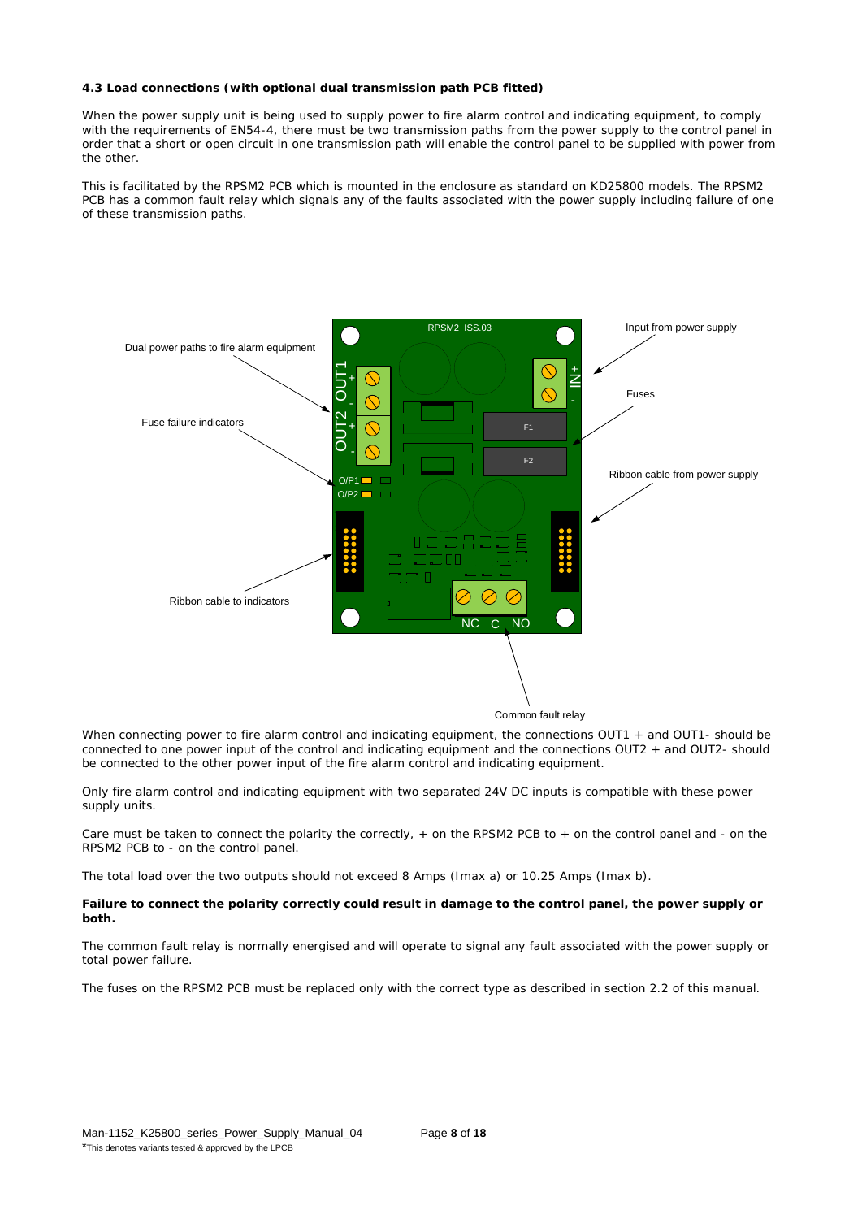### 4.3 Load connections (with optional dual transmission path PCB fitted)

When the power supply unit is being used to supply power to fire alarm control and indicating equipment, to comply with the requirements of EN54-4, there must be two transmission paths from the power supply to the control panel in order that a short or open circuit in one transmission path will enable the control panel to be supplied with power from the other.

This is facilitated by the RPSM2 PCB which is mounted in the enclosure as standard on KD25800 models. The RPSM2 PCB has a common fault relay which signals any of the faults associated with the power supply including failure of one of these transmission paths.

Dual power paths to fire alarm equipment

Input from power supply

Fuses

Fuse failure indicators

Ribbon cable from power supply

Ribbon cable to indicators

Common fault relay

When connecting power to fire alarm control and indicating equipment, the connections OUT1 + and OUT1- should be connected to one power input of the control and indicating equipment and the connections OUT2 + and OUT2- should be connected to the other power input of the fire alarm control and indicating equipment.

Only fire alarm control and indicating equipment with two separated 24V DC inputs is compatible with these power supply units.

Care must be taken to connect the polarity the correctly, + on the RPSM2 PCB to + on the control panel and - on the RPSM2 PCB to - on the control panel.

The total load over the two outputs should not exceed 8 Amps (Imax a) or 10.25 Amps (Imax b).

**Failure to connect the polarity correctly could result in damage to the control panel, the power supply or both.**

The common fault relay is normally energised and will operate to signal any fault associated with the power supply or total power failure.

The fuses on the RPSM2 PCB must be replaced only with the correct type as described in section 2.2 of this manual.

*This denotes variants tested & approved by the LPCB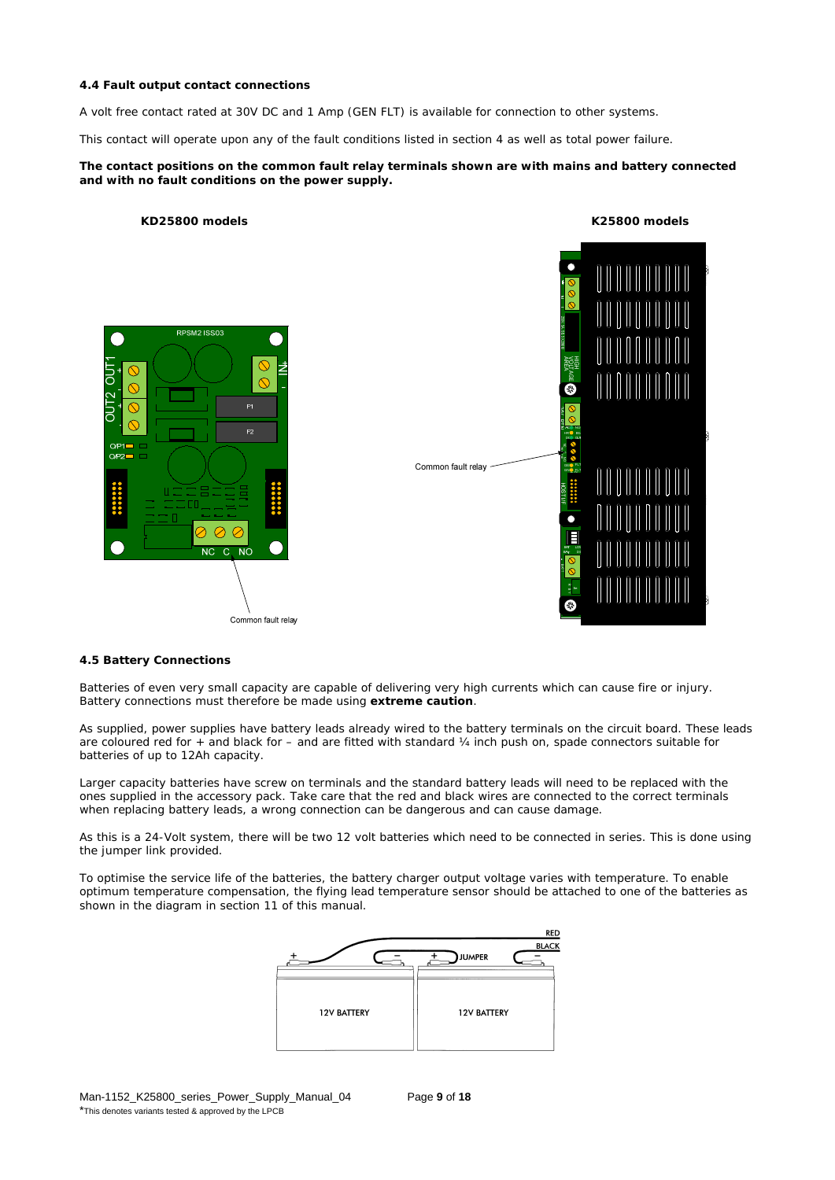### 4.4 Fault output contact connections

A volt free contact rated at 30V DC and 1 Amp (GEN FLT) is available for connection to other systems.

This contact will operate upon any of the fault conditions listed in section 4 as well as total power failure.

**The contact positions on the common fault relay terminals shown are with mains and battery connected and with no fault conditions on the power supply.**

**KD25800 models** **K25800 models**

Common fault relay

Common fault relay

### 4.5 Battery Connections

Batteries of even very small capacity are capable of delivering very high currents which can cause fire or injury. Battery connections must therefore be made using **extreme caution**.

As supplied, power supplies have battery leads already wired to the battery terminals on the circuit board. These leads are coloured red for + and black for – and are fitted with standard ¼ inch push on, spade connectors suitable for batteries of up to 12Ah capacity.

Larger capacity batteries have screw on terminals and the standard battery leads will need to be replaced with the ones supplied in the accessory pack. Take care that the red and black wires are connected to the correct terminals when replacing battery leads, a wrong connection can be dangerous and can cause damage.

As this is a 24-Volt system, there will be two 12 volt batteries which need to be connected in series. This is done using the jumper link provided.

To optimise the service life of the batteries, the battery charger output voltage varies with temperature. To enable optimum temperature compensation, the flying lead temperature sensor should be attached to one of the batteries as shown in the diagram in section 11 of this manual.

Man-1152_K25800_series_Power_Supply_Manual_04

*This denotes variants tested & approved by the LPCB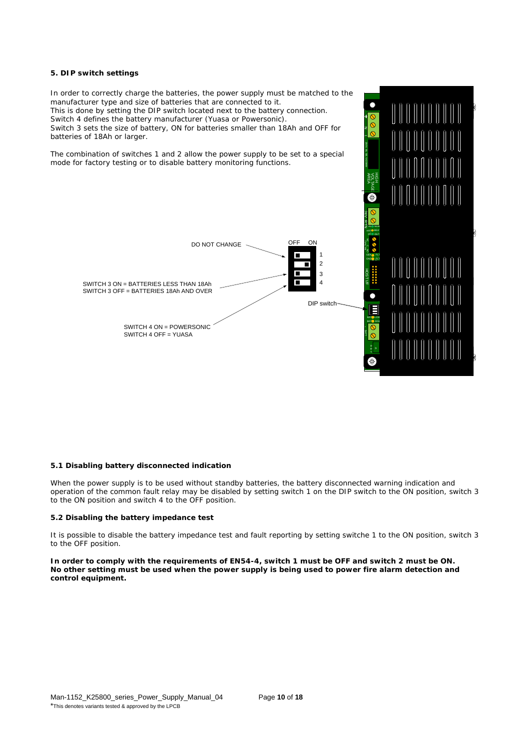**5. DIP switch settings**

In order to correctly charge the batteries, the power supply must be matched to the manufacturer type and size of batteries that are connected to it.
This is done by setting the DIP switch located next to the battery connection.
Switch 4 defines the battery manufacturer (Yuasa or Powersonic).
Switch 3 sets the size of battery, ON for batteries smaller than 18Ah and OFF for batteries of 18Ah or larger.

The combination of switches 1 and 2 allow the power supply to be set to a special mode for factory testing or to disable battery monitoring functions.

DO NOT CHANGE

OFF ON

1
2
3
4

SWITCH 3 ON = BATTERIES LESS THAN 18Ah
SWITCH 3 OFF = BATTERIES 18Ah AND OVER

DIP switch

SWITCH 4 ON = POWERSONIC
SWITCH 4 OFF = YUASA

**5.1 Disabling battery disconnected indication**

When the power supply is to be used without standby batteries, the battery disconnected warning indication and operation of the common fault relay may be disabled by setting switch 1 on the DIP switch to the ON position, switch 3 to the ON position and switch 4 to the OFF position.

**5.2 Disabling the battery impedance test**

It is possible to disable the battery impedance test and fault reporting by setting switche 1 to the ON position, switch 3 to the OFF position.

**In order to comply with the requirements of EN54-4, switch 1 must be OFF and switch 2 must be ON. No other setting must be used when the power supply is being used to power fire alarm detection and control equipment.**

*This denotes variants tested & approved by the LPCB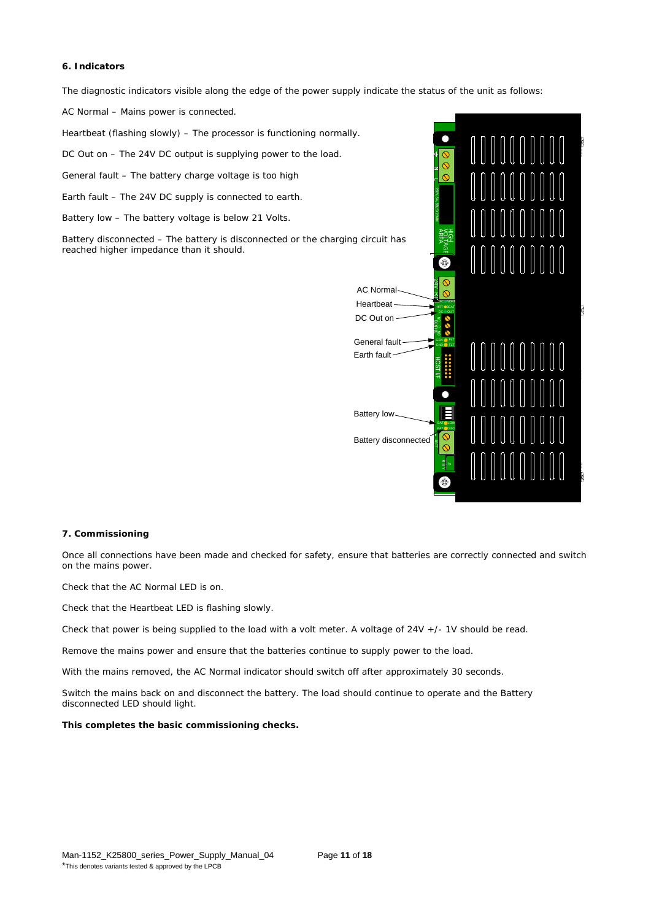## 6. Indicators

The diagnostic indicators visible along the edge of the power supply indicate the status of the unit as follows:

AC Normal – Mains power is connected.

Heartbeat (flashing slowly) – The processor is functioning normally.

DC Out on – The 24V DC output is supplying power to the load.

General fault – The battery charge voltage is too high

Earth fault – The 24V DC supply is connected to earth.

Battery low – The battery voltage is below 21 Volts.

Battery disconnected – The battery is disconnected or the charging circuit has reached higher impedance than it should.

AC Normal

Heartbeat

DC Out on

General fault

Earth fault

Battery low

Battery disconnected

## 7. Commissioning

Once all connections have been made and checked for safety, ensure that batteries are correctly connected and switch on the mains power.

Check that the AC Normal LED is on.

Check that the Heartbeat LED is flashing slowly.

Check that power is being supplied to the load with a volt meter. A voltage of 24V +/- 1V should be read.

Remove the mains power and ensure that the batteries continue to supply power to the load.

With the mains removed, the AC Normal indicator should switch off after approximately 30 seconds.

Switch the mains back on and disconnect the battery. The load should continue to operate and the Battery disconnected LED should light.

**This completes the basic commissioning checks.**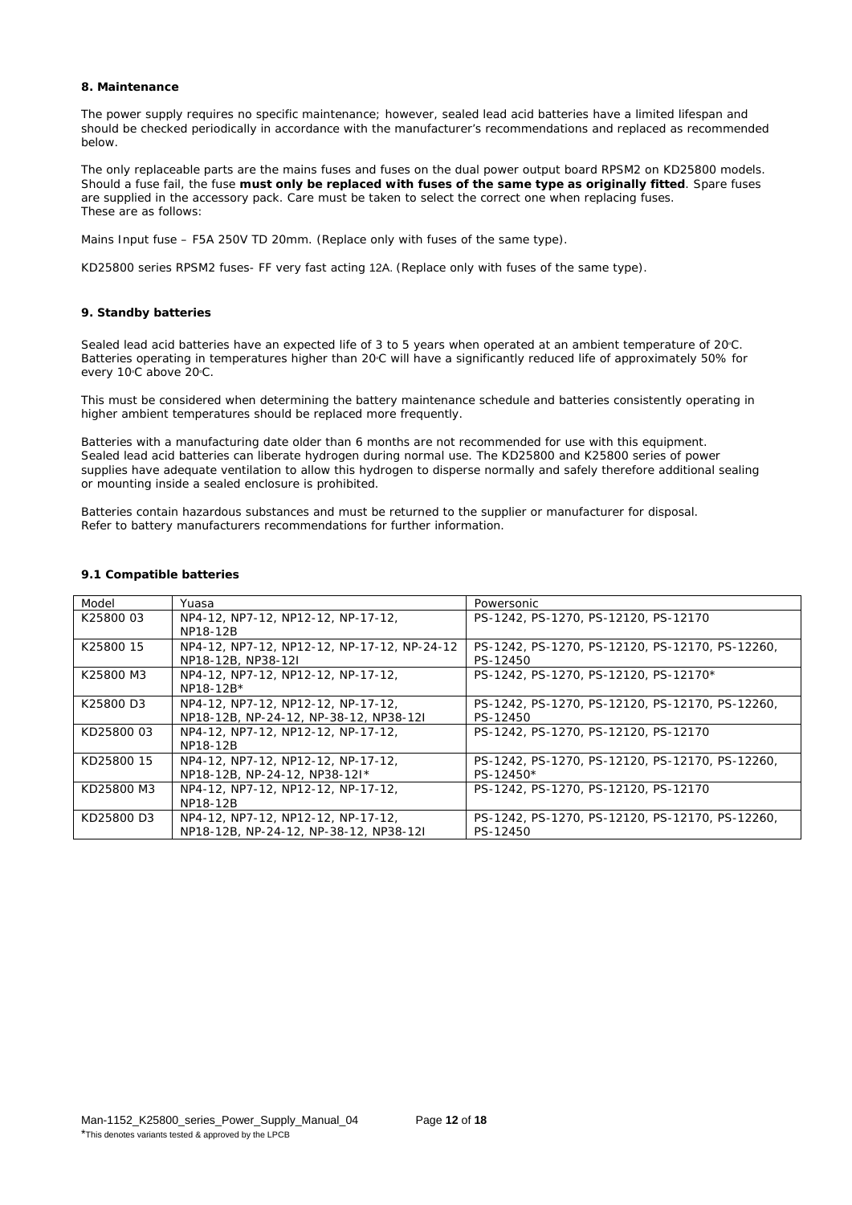## 8. Maintenance

The power supply requires no specific maintenance; however, sealed lead acid batteries have a limited lifespan and should be checked periodically in accordance with the manufacturer's recommendations and replaced as recommended below.

The only replaceable parts are the mains fuses and fuses on the dual power output board RPSM2 on KD25800 models. Should a fuse fail, the fuse **must only be replaced with fuses of the same type as originally fitted**. Spare fuses are supplied in the accessory pack. Care must be taken to select the correct one when replacing fuses. These are as follows:

Mains Input fuse – F5A 250V TD 20mm. (Replace only with fuses of the same type).

KD25800 series RPSM2 fuses- FF very fast acting 12A. (Replace only with fuses of the same type).

## 9. Standby batteries

Sealed lead acid batteries have an expected life of 3 to 5 years when operated at an ambient temperature of 20°C. Batteries operating in temperatures higher than 20°C will have a significantly reduced life of approximately 50% for every 10°C above 20°C.

This must be considered when determining the battery maintenance schedule and batteries consistently operating in higher ambient temperatures should be replaced more frequently.

Batteries with a manufacturing date older than 6 months are not recommended for use with this equipment. Sealed lead acid batteries can liberate hydrogen during normal use. The KD25800 and K25800 series of power supplies have adequate ventilation to allow this hydrogen to disperse normally and safely therefore additional sealing or mounting inside a sealed enclosure is prohibited.

Batteries contain hazardous substances and must be returned to the supplier or manufacturer for disposal. Refer to battery manufacturers recommendations for further information.

### 9.1 Compatible batteries

| Model | Yuasa | Powersonic |
|---|---|---|
| K25800 03 | NP4-12, NP7-12, NP12-12, NP-17-12, NP18-12B | PS-1242, PS-1270, PS-12120, PS-12170 |
| K25800 15 | NP4-12, NP7-12, NP12-12, NP-17-12, NP-24-12 NP18-12B, NP38-12I | PS-1242, PS-1270, PS-12120, PS-12170, PS-12260, PS-12450 |
| K25800 M3 | NP4-12, NP7-12, NP12-12, NP-17-12, NP18-12B* | PS-1242, PS-1270, PS-12120, PS-12170* |
| K25800 D3 | NP4-12, NP7-12, NP12-12, NP-17-12, NP18-12B, NP-24-12, NP-38-12, NP38-12I | PS-1242, PS-1270, PS-12120, PS-12170, PS-12260, PS-12450 |
| KD25800 03 | NP4-12, NP7-12, NP12-12, NP-17-12, NP18-12B | PS-1242, PS-1270, PS-12120, PS-12170 |
| KD25800 15 | NP4-12, NP7-12, NP12-12, NP-17-12, NP18-12B, NP-24-12, NP38-12I* | PS-1242, PS-1270, PS-12120, PS-12170, PS-12260, PS-12450* |
| KD25800 M3 | NP4-12, NP7-12, NP12-12, NP-17-12, NP18-12B | PS-1242, PS-1270, PS-12120, PS-12170 |
| KD25800 D3 | NP4-12, NP7-12, NP12-12, NP-17-12, NP18-12B, NP-24-12, NP-38-12, NP38-12I | PS-1242, PS-1270, PS-12120, PS-12170, PS-12260, PS-12450 |

*This denotes variants tested & approved by the LPCB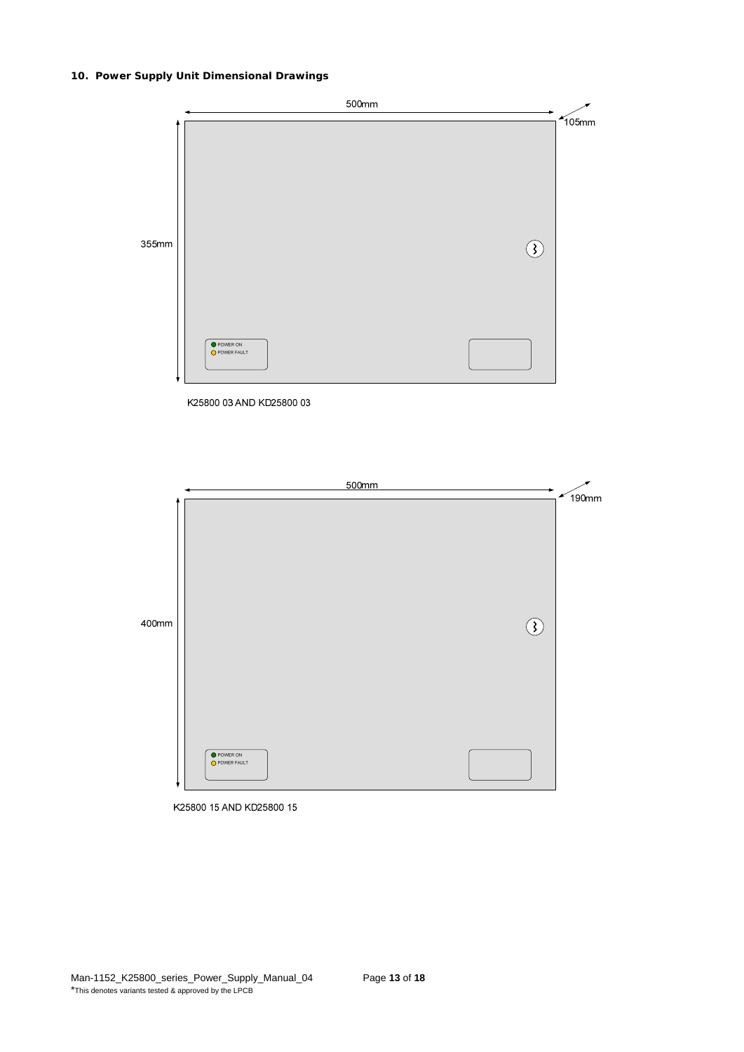## 10. Power Supply Unit Dimensional Drawings

500mm

105mm

355mm

POWER ON
POWER FAULT

K25800 03 AND KD25800 03

500mm

190mm

400mm

POWER ON
POWER FAULT

K25800 15 AND KD25800 15

*This denotes variants tested & approved by the LPCB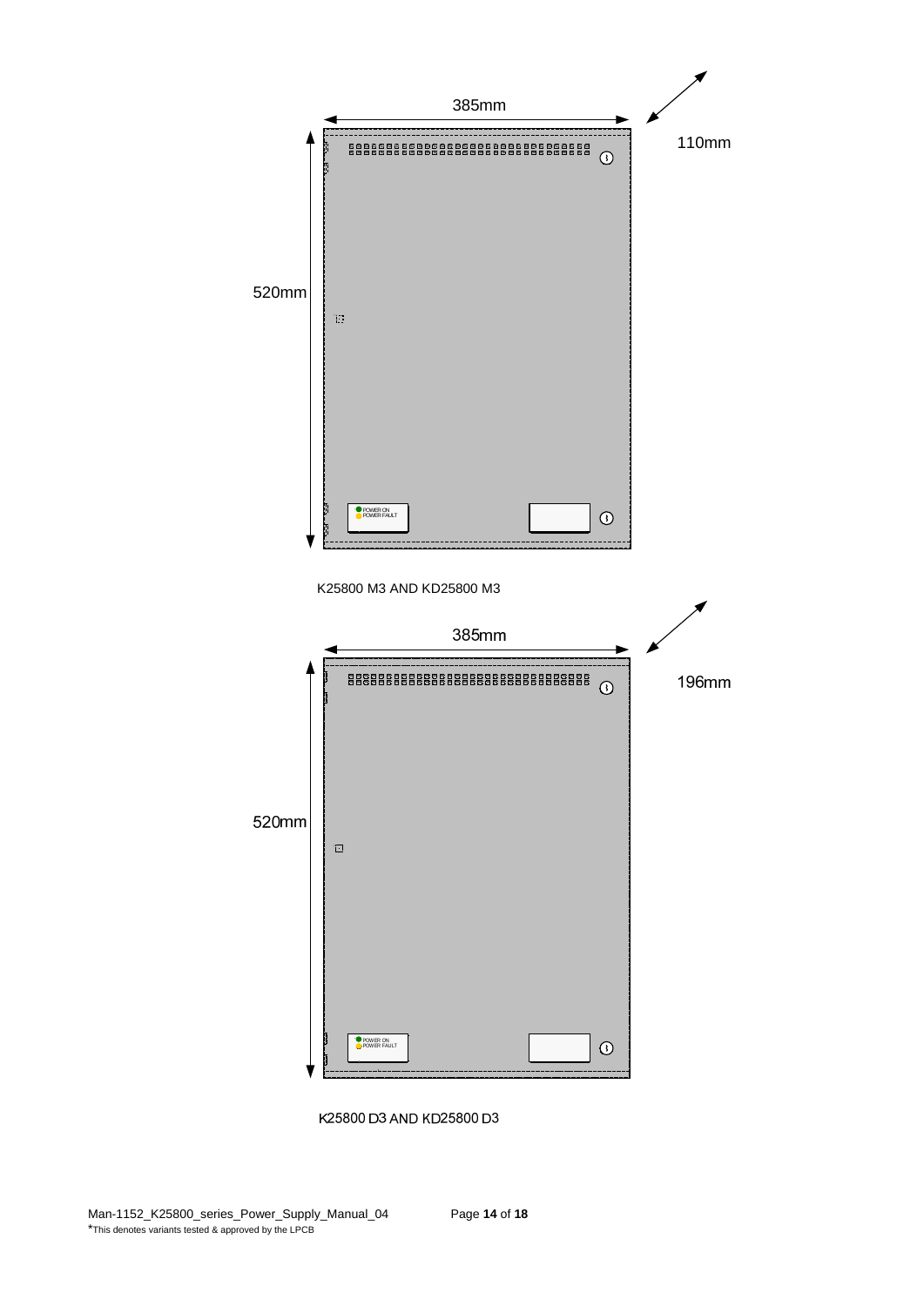385mm

110mm

520mm

POWER ON
POWER FAULT

K25800 M3 AND KD25800 M3

385mm

196mm

520mm

POWER ON
POWER FAULT

K25800 D3 AND KD25800 D3

*This denotes variants tested & approved by the LPCB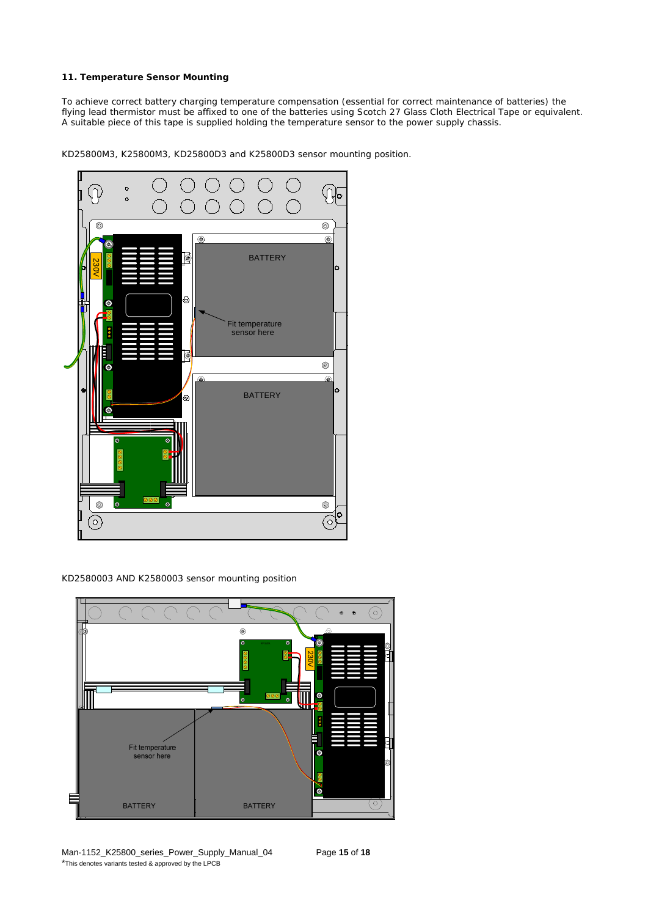## 11. Temperature Sensor Mounting

To achieve correct battery charging temperature compensation (essential for correct maintenance of batteries) the flying lead thermistor must be affixed to one of the batteries using Scotch 27 Glass Cloth Electrical Tape or equivalent. A suitable piece of this tape is supplied holding the temperature sensor to the power supply chassis.

KD25800M3, K25800M3, KD25800D3 and K25800D3 sensor mounting position.

KD2580003 AND K2580003 sensor mounting position

*This denotes variants tested & approved by the LPCB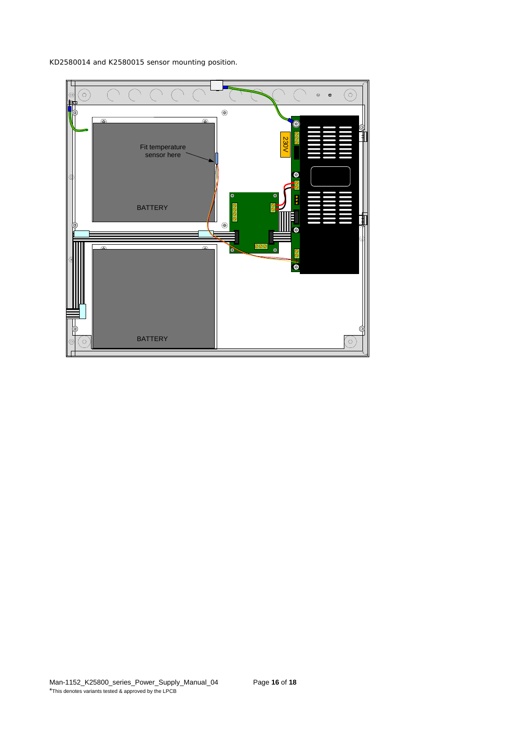KD2580014 and K2580015 sensor mounting position.

Fit temperature sensor here

230V

BATTERY

BATTERY

*This denotes variants tested & approved by the LPCB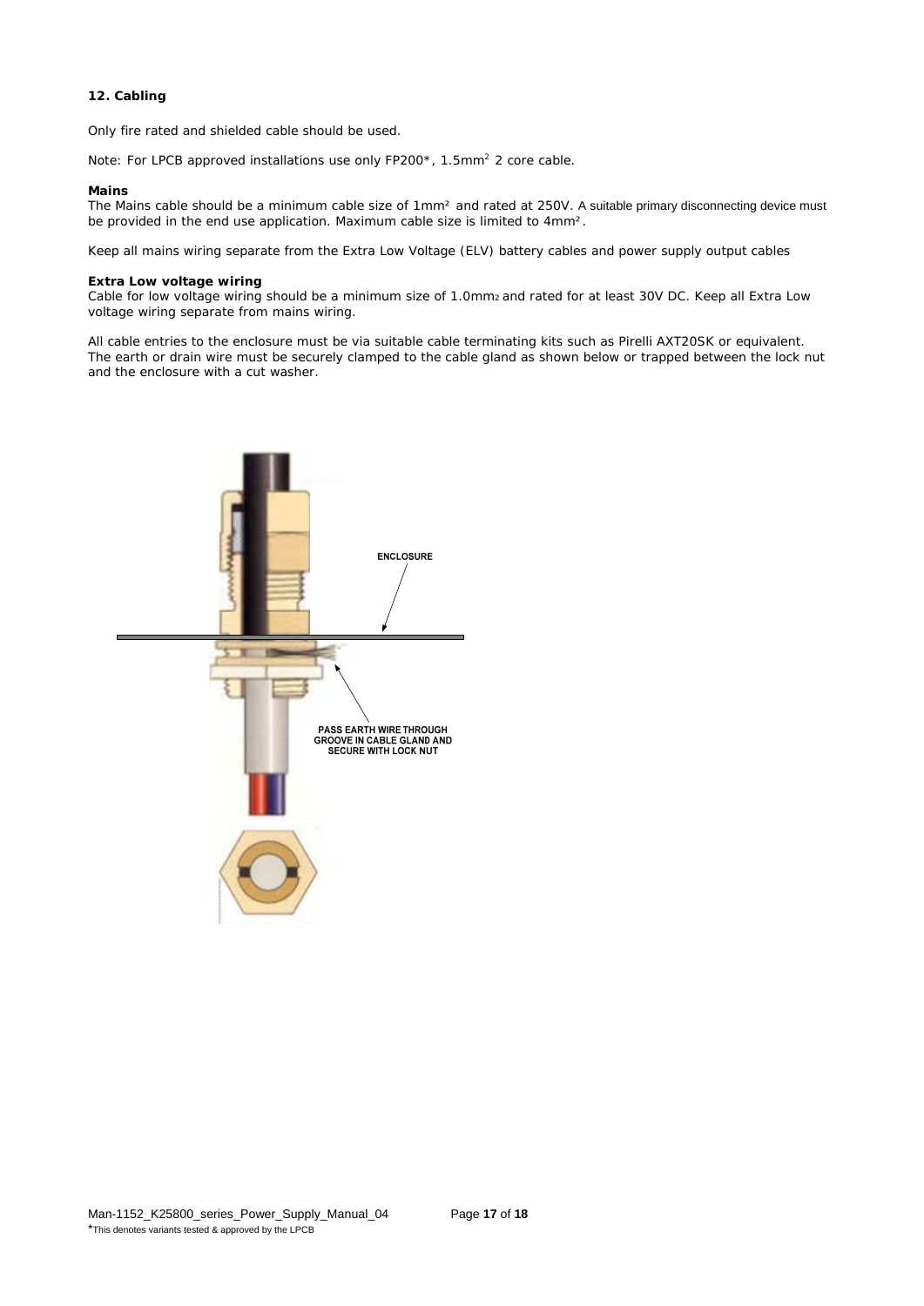## 12. Cabling

Only fire rated and shielded cable should be used.

Note: For LPCB approved installations use only FP200*, 1.5mm$^2$ 2 core cable.

**Mains**

The Mains cable should be a minimum cable size of 1mm² and rated at 250V. A suitable primary disconnecting device must be provided in the end use application. Maximum cable size is limited to 4mm².

Keep all mains wiring separate from the Extra Low Voltage (ELV) battery cables and power supply output cables

**Extra Low voltage wiring**

Cable for low voltage wiring should be a minimum size of 1.0mm$_2$ and rated for at least 30V DC. Keep all Extra Low voltage wiring separate from mains wiring.

All cable entries to the enclosure must be via suitable cable terminating kits such as Pirelli AXT20SK or equivalent. The earth or drain wire must be securely clamped to the cable gland as shown below or trapped between the lock nut and the enclosure with a cut washer.

ENCLOSURE

PASS EARTH WIRE THROUGH GROOVE IN CABLE GLAND AND SECURE WITH LOCK NUT

*This denotes variants tested & approved by the LPCB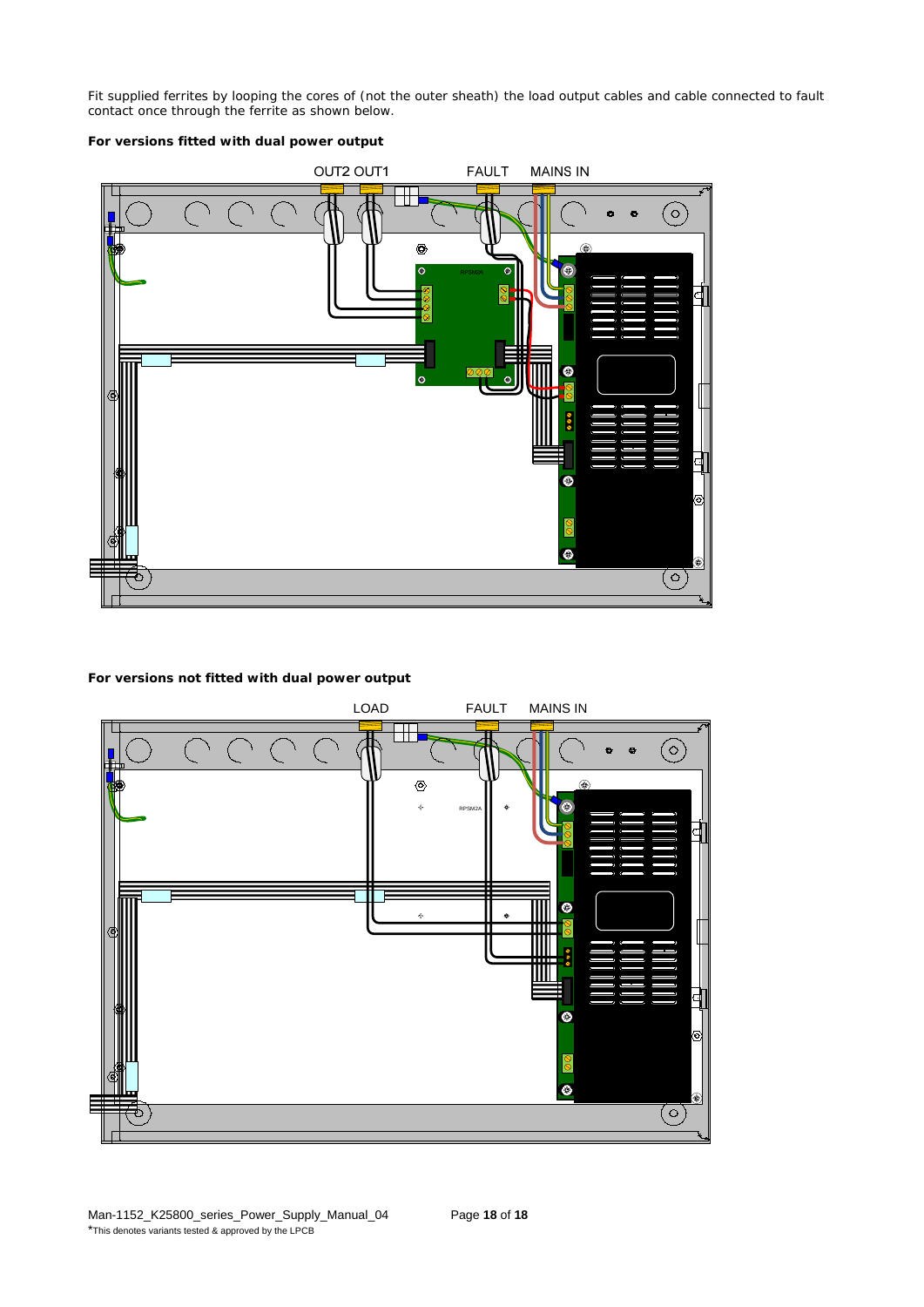Fit supplied ferrites by looping the cores of (not the outer sheath) the load output cables and cable connected to fault contact once through the ferrite as shown below.

**For versions fitted with dual power output**

OUT2 OUT1

FAULT

MAINS IN

RPSM2A

**For versions not fitted with dual power output**

LOAD

FAULT

MAINS IN

RPSM2A

*This denotes variants tested & approved by the LPCB